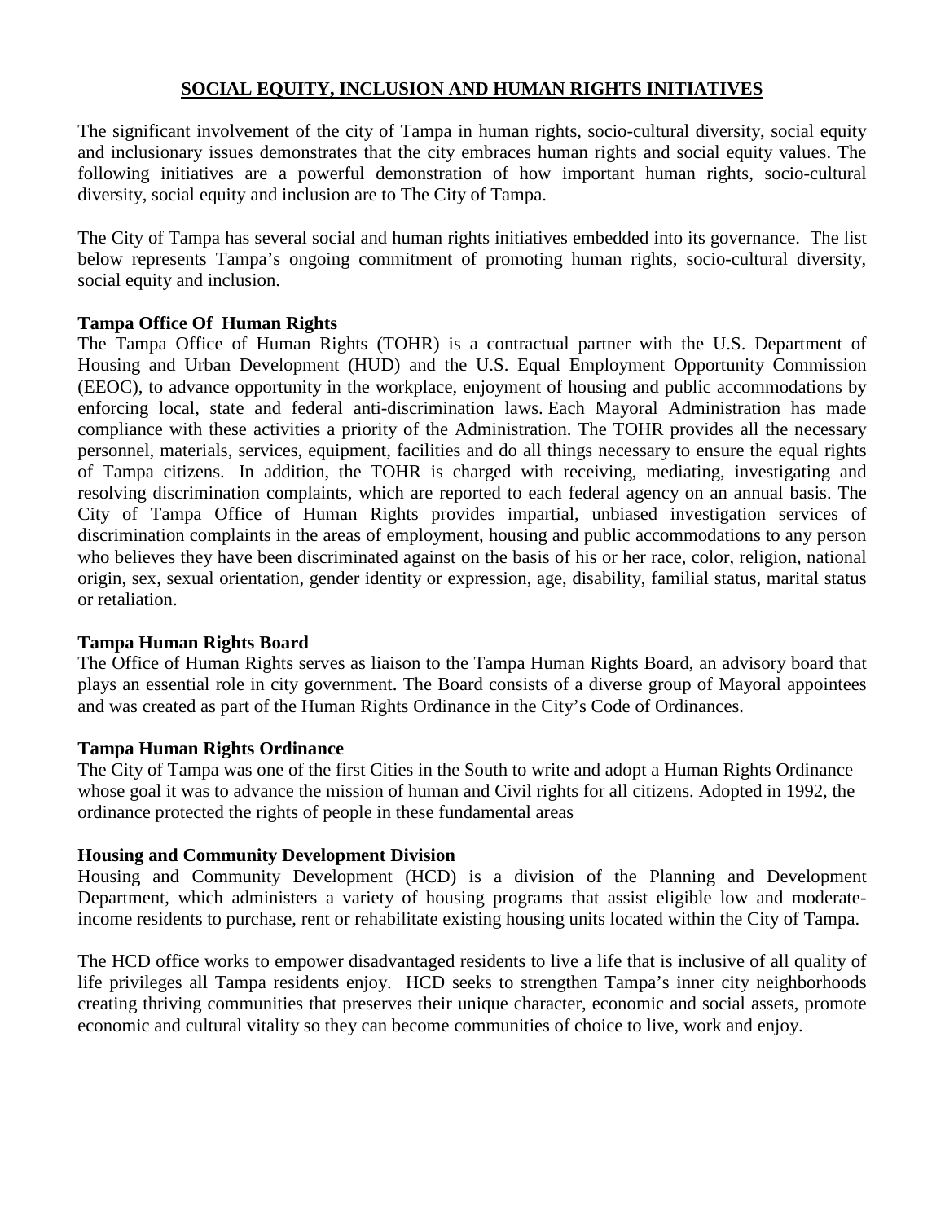# SOCIAL EQUITY, INCLUSION AND HUMAN RIGHTS INITIATIVES

The significant involvement of the city of Tampa in human rights, socio-cultural diversity, social equity and inclusionary issues demonstrates that the city embraces human rights and social equity values. The following initiatives are a powerful demonstration of how important human rights, socio-cultural diversity, social equity and inclusion are to The City of Tampa.

The City of Tampa has several social and human rights initiatives embedded into its governance. The list below represents Tampa's ongoing commitment of promoting human rights, socio-cultural diversity, social equity and inclusion.

**Tampa Office Of Human Rights**

The Tampa Office of Human Rights (TOHR) is a contractual partner with the U.S. Department of Housing and Urban Development (HUD) and the U.S. Equal Employment Opportunity Commission (EEOC), to advance opportunity in the workplace, enjoyment of housing and public accommodations by enforcing local, state and federal anti-discrimination laws. Each Mayoral Administration has made compliance with these activities a priority of the Administration. The TOHR provides all the necessary personnel, materials, services, equipment, facilities and do all things necessary to ensure the equal rights of Tampa citizens. In addition, the TOHR is charged with receiving, mediating, investigating and resolving discrimination complaints, which are reported to each federal agency on an annual basis. The City of Tampa Office of Human Rights provides impartial, unbiased investigation services of discrimination complaints in the areas of employment, housing and public accommodations to any person who believes they have been discriminated against on the basis of his or her race, color, religion, national origin, sex, sexual orientation, gender identity or expression, age, disability, familial status, marital status or retaliation.

**Tampa Human Rights Board**

The Office of Human Rights serves as liaison to the Tampa Human Rights Board, an advisory board that plays an essential role in city government. The Board consists of a diverse group of Mayoral appointees and was created as part of the Human Rights Ordinance in the City's Code of Ordinances.

**Tampa Human Rights Ordinance**

The City of Tampa was one of the first Cities in the South to write and adopt a Human Rights Ordinance whose goal it was to advance the mission of human and Civil rights for all citizens. Adopted in 1992, the ordinance protected the rights of people in these fundamental areas

**Housing and Community Development Division**

Housing and Community Development (HCD) is a division of the Planning and Development Department, which administers a variety of housing programs that assist eligible low and moderate-income residents to purchase, rent or rehabilitate existing housing units located within the City of Tampa.

The HCD office works to empower disadvantaged residents to live a life that is inclusive of all quality of life privileges all Tampa residents enjoy. HCD seeks to strengthen Tampa's inner city neighborhoods creating thriving communities that preserves their unique character, economic and social assets, promote economic and cultural vitality so they can become communities of choice to live, work and enjoy.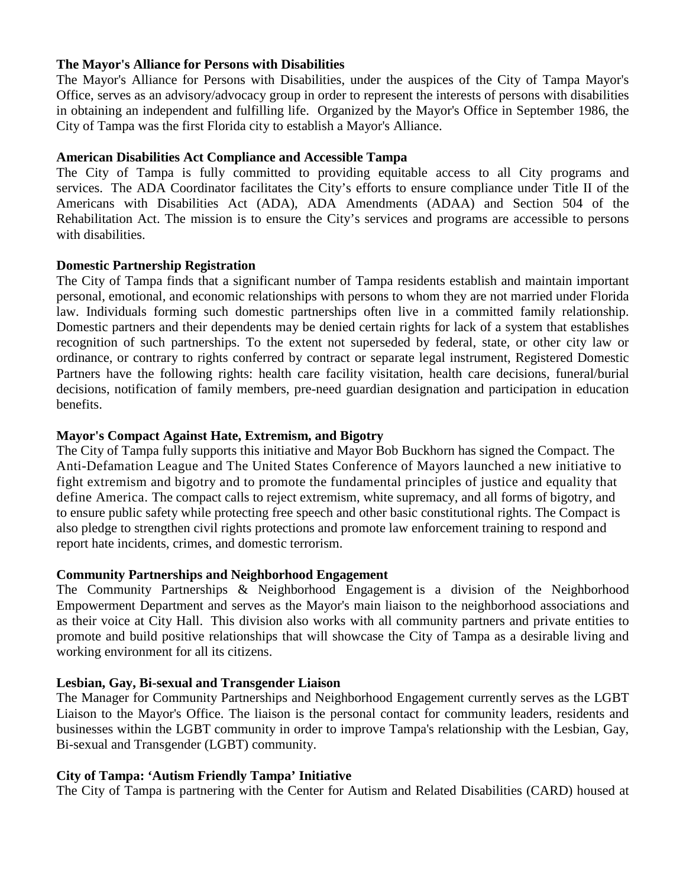**The Mayor's Alliance for Persons with Disabilities**

The Mayor's Alliance for Persons with Disabilities, under the auspices of the City of Tampa Mayor's Office, serves as an advisory/advocacy group in order to represent the interests of persons with disabilities in obtaining an independent and fulfilling life. Organized by the Mayor's Office in September 1986, the City of Tampa was the first Florida city to establish a Mayor's Alliance.

**American Disabilities Act Compliance and Accessible Tampa**

The City of Tampa is fully committed to providing equitable access to all City programs and services. The ADA Coordinator facilitates the City's efforts to ensure compliance under Title II of the Americans with Disabilities Act (ADA), ADA Amendments (ADAA) and Section 504 of the Rehabilitation Act. The mission is to ensure the City's services and programs are accessible to persons with disabilities.

**Domestic Partnership Registration**

The City of Tampa finds that a significant number of Tampa residents establish and maintain important personal, emotional, and economic relationships with persons to whom they are not married under Florida law. Individuals forming such domestic partnerships often live in a committed family relationship. Domestic partners and their dependents may be denied certain rights for lack of a system that establishes recognition of such partnerships. To the extent not superseded by federal, state, or other city law or ordinance, or contrary to rights conferred by contract or separate legal instrument, Registered Domestic Partners have the following rights: health care facility visitation, health care decisions, funeral/burial decisions, notification of family members, pre-need guardian designation and participation in education benefits.

**Mayor's Compact Against Hate, Extremism, and Bigotry**

The City of Tampa fully supports this initiative and Mayor Bob Buckhorn has signed the Compact. The Anti-Defamation League and The United States Conference of Mayors launched a new initiative to fight extremism and bigotry and to promote the fundamental principles of justice and equality that define America. The compact calls to reject extremism, white supremacy, and all forms of bigotry, and to ensure public safety while protecting free speech and other basic constitutional rights. The Compact is also pledge to strengthen civil rights protections and promote law enforcement training to respond and report hate incidents, crimes, and domestic terrorism.

**Community Partnerships and Neighborhood Engagement**

The Community Partnerships & Neighborhood Engagement is a division of the Neighborhood Empowerment Department and serves as the Mayor's main liaison to the neighborhood associations and as their voice at City Hall. This division also works with all community partners and private entities to promote and build positive relationships that will showcase the City of Tampa as a desirable living and working environment for all its citizens.

**Lesbian, Gay, Bi-sexual and Transgender Liaison**

The Manager for Community Partnerships and Neighborhood Engagement currently serves as the LGBT Liaison to the Mayor's Office. The liaison is the personal contact for community leaders, residents and businesses within the LGBT community in order to improve Tampa's relationship with the Lesbian, Gay, Bi-sexual and Transgender (LGBT) community.

**City of Tampa: 'Autism Friendly Tampa' Initiative**

The City of Tampa is partnering with the Center for Autism and Related Disabilities (CARD) housed at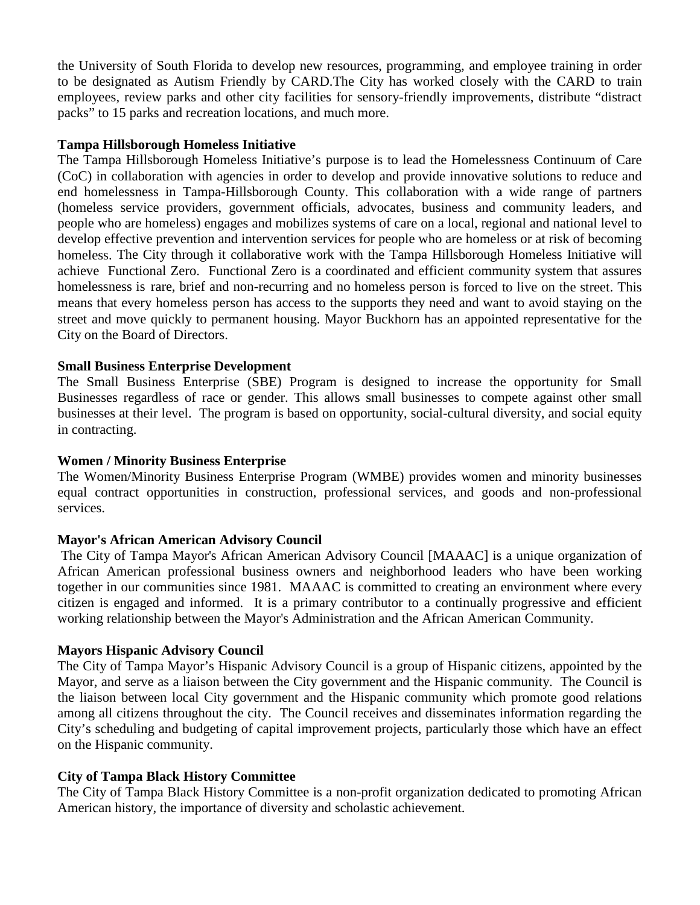the University of South Florida to develop new resources, programming, and employee training in order to be designated as Autism Friendly by CARD.The City has worked closely with the CARD to train employees, review parks and other city facilities for sensory-friendly improvements, distribute "distract packs" to 15 parks and recreation locations, and much more.

**Tampa Hillsborough Homeless Initiative**

The Tampa Hillsborough Homeless Initiative's purpose is to lead the Homelessness Continuum of Care (CoC) in collaboration with agencies in order to develop and provide innovative solutions to reduce and end homelessness in Tampa-Hillsborough County. This collaboration with a wide range of partners (homeless service providers, government officials, advocates, business and community leaders, and people who are homeless) engages and mobilizes systems of care on a local, regional and national level to develop effective prevention and intervention services for people who are homeless or at risk of becoming homeless. The City through it collaborative work with the Tampa Hillsborough Homeless Initiative will achieve Functional Zero. Functional Zero is a coordinated and efficient community system that assures homelessness is rare, brief and non-recurring and no homeless person is forced to live on the street. This means that every homeless person has access to the supports they need and want to avoid staying on the street and move quickly to permanent housing. Mayor Buckhorn has an appointed representative for the City on the Board of Directors.

**Small Business Enterprise Development**

The Small Business Enterprise (SBE) Program is designed to increase the opportunity for Small Businesses regardless of race or gender. This allows small businesses to compete against other small businesses at their level. The program is based on opportunity, social-cultural diversity, and social equity in contracting.

**Women / Minority Business Enterprise**

The Women/Minority Business Enterprise Program (WMBE) provides women and minority businesses equal contract opportunities in construction, professional services, and goods and non-professional services.

**Mayor's African American Advisory Council**

The City of Tampa Mayor's African American Advisory Council [MAAAC] is a unique organization of African American professional business owners and neighborhood leaders who have been working together in our communities since 1981. MAAAC is committed to creating an environment where every citizen is engaged and informed. It is a primary contributor to a continually progressive and efficient working relationship between the Mayor's Administration and the African American Community.

**Mayors Hispanic Advisory Council**

The City of Tampa Mayor's Hispanic Advisory Council is a group of Hispanic citizens, appointed by the Mayor, and serve as a liaison between the City government and the Hispanic community. The Council is the liaison between local City government and the Hispanic community which promote good relations among all citizens throughout the city. The Council receives and disseminates information regarding the City's scheduling and budgeting of capital improvement projects, particularly those which have an effect on the Hispanic community.

**City of Tampa Black History Committee**

The City of Tampa Black History Committee is a non-profit organization dedicated to promoting African American history, the importance of diversity and scholastic achievement.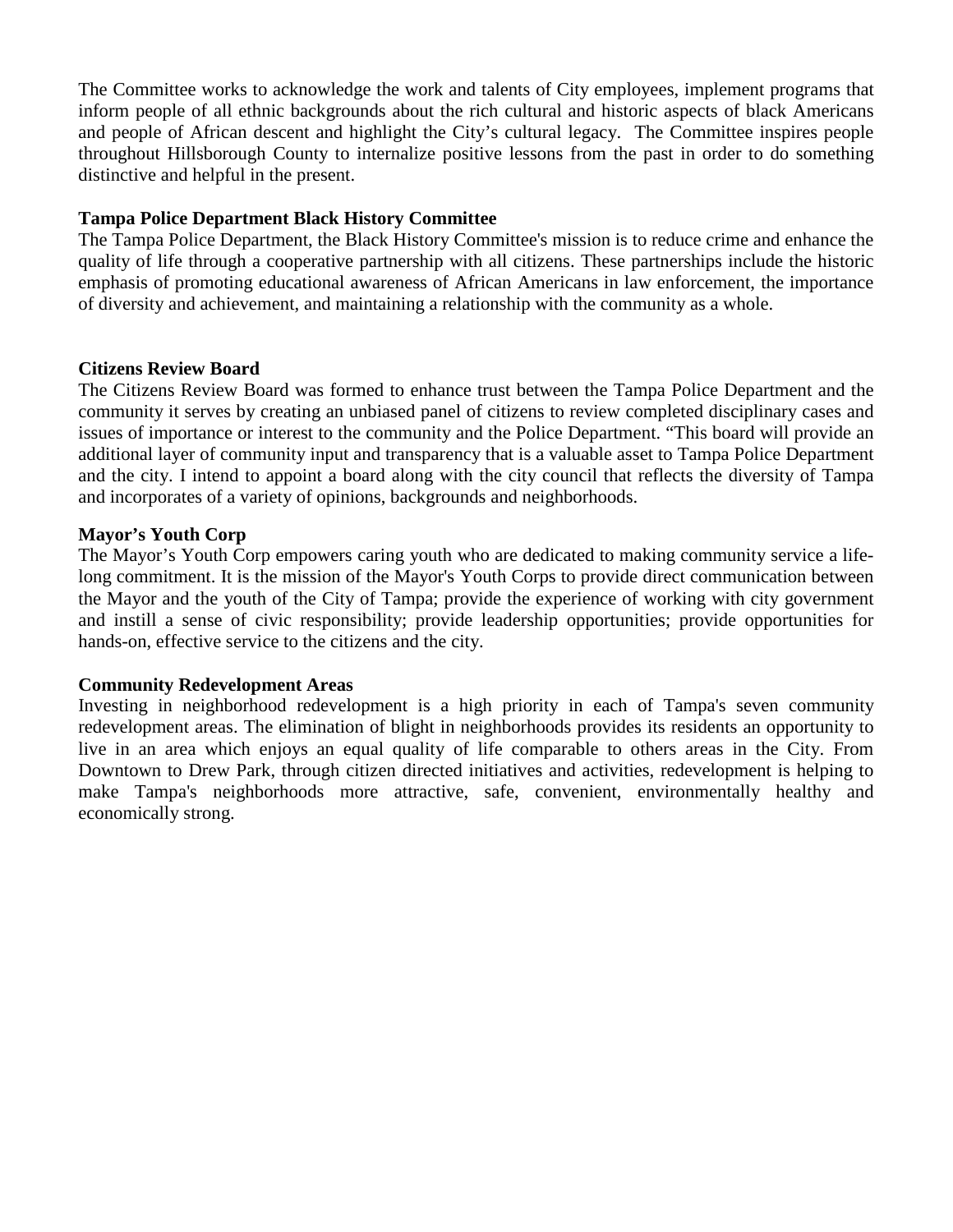The Committee works to acknowledge the work and talents of City employees, implement programs that inform people of all ethnic backgrounds about the rich cultural and historic aspects of black Americans and people of African descent and highlight the City's cultural legacy. The Committee inspires people throughout Hillsborough County to internalize positive lessons from the past in order to do something distinctive and helpful in the present.

**Tampa Police Department Black History Committee**
The Tampa Police Department, the Black History Committee's mission is to reduce crime and enhance the quality of life through a cooperative partnership with all citizens. These partnerships include the historic emphasis of promoting educational awareness of African Americans in law enforcement, the importance of diversity and achievement, and maintaining a relationship with the community as a whole.

**Citizens Review Board**
The Citizens Review Board was formed to enhance trust between the Tampa Police Department and the community it serves by creating an unbiased panel of citizens to review completed disciplinary cases and issues of importance or interest to the community and the Police Department. "This board will provide an additional layer of community input and transparency that is a valuable asset to Tampa Police Department and the city. I intend to appoint a board along with the city council that reflects the diversity of Tampa and incorporates of a variety of opinions, backgrounds and neighborhoods.

**Mayor's Youth Corp**
The Mayor's Youth Corp empowers caring youth who are dedicated to making community service a life-long commitment. It is the mission of the Mayor's Youth Corps to provide direct communication between the Mayor and the youth of the City of Tampa; provide the experience of working with city government and instill a sense of civic responsibility; provide leadership opportunities; provide opportunities for hands-on, effective service to the citizens and the city.

**Community Redevelopment Areas**
Investing in neighborhood redevelopment is a high priority in each of Tampa's seven community redevelopment areas. The elimination of blight in neighborhoods provides its residents an opportunity to live in an area which enjoys an equal quality of life comparable to others areas in the City. From Downtown to Drew Park, through citizen directed initiatives and activities, redevelopment is helping to make Tampa's neighborhoods more attractive, safe, convenient, environmentally healthy and economically strong.